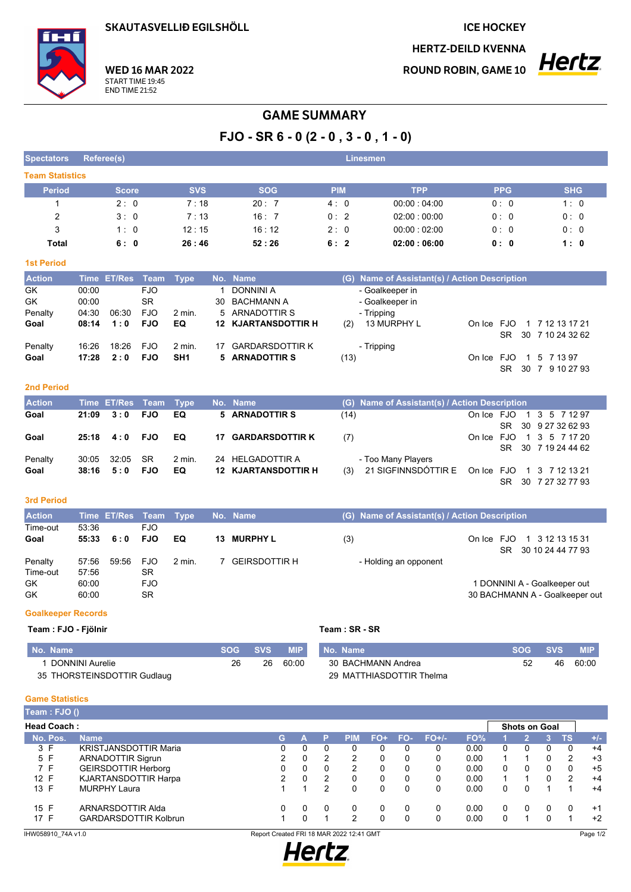SKAUTASVELLIÐ EGILSHÖLL

ICE HOCKEY

HERTZ-DEILD KVENNA

WED 16 MAR 2022
START TIME 19:45
END TIME 21:52

ROUND ROBIN, GAME 10

# GAME SUMMARY

## FJO - SR 6 - 0 (2 - 0 , 3 - 0 , 1 - 0)

| Spectators | Referee(s) | Linesmen |
|---|---|---|

### Team Statistics

| Period | Score | SVS | SOG | PIM | TPP | PPG | SHG |
|---|---|---|---|---|---|---|---|
| 1 | 2 : 0 | 7 : 18 | 20 : 7 | 4 : 0 | 00:00 : 04:00 | 0 : 0 | 1 : 0 |
| 2 | 3 : 0 | 7 : 13 | 16 : 7 | 0 : 2 | 02:00 : 00:00 | 0 : 0 | 0 : 0 |
| 3 | 1 : 0 | 12 : 15 | 16 : 12 | 2 : 0 | 00:00 : 02:00 | 0 : 0 | 0 : 0 |
| **Total** | **6 : 0** | **26 : 46** | **52 : 26** | **6 : 2** | **02:00 : 06:00** | **0 : 0** | **1 : 0** |

### 1st Period

| Action | Time | ET/Res | Team | Type | No. | Name | (G) | Name of Assistant(s) / Action Description | On Ice |
|---|---|---|---|---|---|---|---|---|---|
| GK | 00:00 | | FJO | | 1 | DONNINI A | | - Goalkeeper in | |
| GK | 00:00 | | SR | | 30 | BACHMANN A | | - Goalkeeper in | |
| Penalty | 04:30 | 06:30 | FJO | 2 min. | 5 | ARNADOTTIR S | | - Tripping | |
| **Goal** | **08:14** | **1 : 0** | **FJO** | **EQ** | **12** | **KJARTANSDOTTIR H** | (2) | 13 MURPHY L | FJO 1 7 12 13 17 21; SR 30 7 10 24 32 62 |
| Penalty | 16:26 | 18:26 | FJO | 2 min. | 17 | GARDARSDOTTIR K | | - Tripping | |
| **Goal** | **17:28** | **2 : 0** | **FJO** | **SH1** | **5** | **ARNADOTTIR S** | (13) | | FJO 1 5 7 13 97; SR 30 7 9 10 27 93 |

### 2nd Period

| Action | Time | ET/Res | Team | Type | No. | Name | (G) | Name of Assistant(s) / Action Description | On Ice |
|---|---|---|---|---|---|---|---|---|---|
| **Goal** | **21:09** | **3 : 0** | **FJO** | **EQ** | **5** | **ARNADOTTIR S** | (14) | | FJO 1 3 5 7 12 97; SR 30 9 27 32 62 93 |
| **Goal** | **25:18** | **4 : 0** | **FJO** | **EQ** | **17** | **GARDARSDOTTIR K** | (7) | | FJO 1 3 5 7 17 20; SR 30 7 19 24 44 62 |
| Penalty | 30:05 | 32:05 | SR | 2 min. | 24 | HELGADOTTIR A | | - Too Many Players | |
| **Goal** | **38:16** | **5 : 0** | **FJO** | **EQ** | **12** | **KJARTANSDOTTIR H** | (3) | 21 SIGFINNSDÓTTIR E | FJO 1 3 7 12 13 21; SR 30 7 27 32 77 93 |

### 3rd Period

| Action | Time | ET/Res | Team | Type | No. | Name | (G) | Name of Assistant(s) / Action Description | On Ice |
|---|---|---|---|---|---|---|---|---|---|
| Time-out | 53:36 | | FJO | | | | | | |
| **Goal** | **55:33** | **6 : 0** | **FJO** | **EQ** | **13** | **MURPHY L** | (3) | | FJO 1 3 12 13 15 31; SR 30 10 24 44 77 93 |
| Penalty | 57:56 | 59:56 | FJO | 2 min. | 7 | GEIRSDOTTIR H | | - Holding an opponent | |
| Time-out | 57:56 | | SR | | | | | | |
| GK | 60:00 | | FJO | | | | | 1 DONNINI A - Goalkeeper out | |
| GK | 60:00 | | SR | | | | | 30 BACHMANN A - Goalkeeper out | |

### Goalkeeper Records

**Team : FJO - Fjölnir**

| No. | Name | SOG | SVS | MIP |
|---|---|---|---|---|
| 1 | DONNINI Aurelie | 26 | 26 | 60:00 |
| 35 | THORSTEINSDOTTIR Gudlaug | | | |

**Team : SR - SR**

| No. | Name | SOG | SVS | MIP |
|---|---|---|---|---|
| 30 | BACHMANN Andrea | 52 | 46 | 60:00 |
| 29 | MATTHIASDOTTIR Thelma | | | |

### Game Statistics

**Team : FJO ()**

**Head Coach :**

| No. | Pos. | Name | G | A | P | PIM | FO+ | FO- | FO+/- | FO% | SOG 1 | SOG 2 | SOG 3 | TS | +/- |
|---|---|---|---|---|---|---|---|---|---|---|---|---|---|---|---|
| 3 | F | KRISTJANSDOTTIR Maria | 0 | 0 | 0 | 0 | 0 | 0 | 0 | 0.00 | 0 | 0 | 0 | 0 | +4 |
| 5 | F | ARNADOTTIR Sigrun | 2 | 0 | 2 | 2 | 0 | 0 | 0 | 0.00 | 1 | 1 | 0 | 2 | +3 |
| 7 | F | GEIRSDOTTIR Herborg | 0 | 0 | 0 | 2 | 0 | 0 | 0 | 0.00 | 0 | 0 | 0 | 0 | +5 |
| 12 | F | KJARTANSDOTTIR Harpa | 2 | 0 | 2 | 0 | 0 | 0 | 0 | 0.00 | 1 | 1 | 0 | 2 | +4 |
| 13 | F | MURPHY Laura | 1 | 1 | 2 | 0 | 0 | 0 | 0 | 0.00 | 0 | 0 | 1 | 1 | +4 |
| 15 | F | ARNARSDOTTIR Alda | 0 | 0 | 0 | 0 | 0 | 0 | 0 | 0.00 | 0 | 0 | 0 | 0 | +1 |
| 17 | F | GARDARSDOTTIR Kolbrun | 1 | 0 | 1 | 2 | 0 | 0 | 0 | 0.00 | 0 | 1 | 0 | 1 | +2 |

IHW058910_74A v1.0 — Report Created FRI 18 MAR 2022 12:41 GMT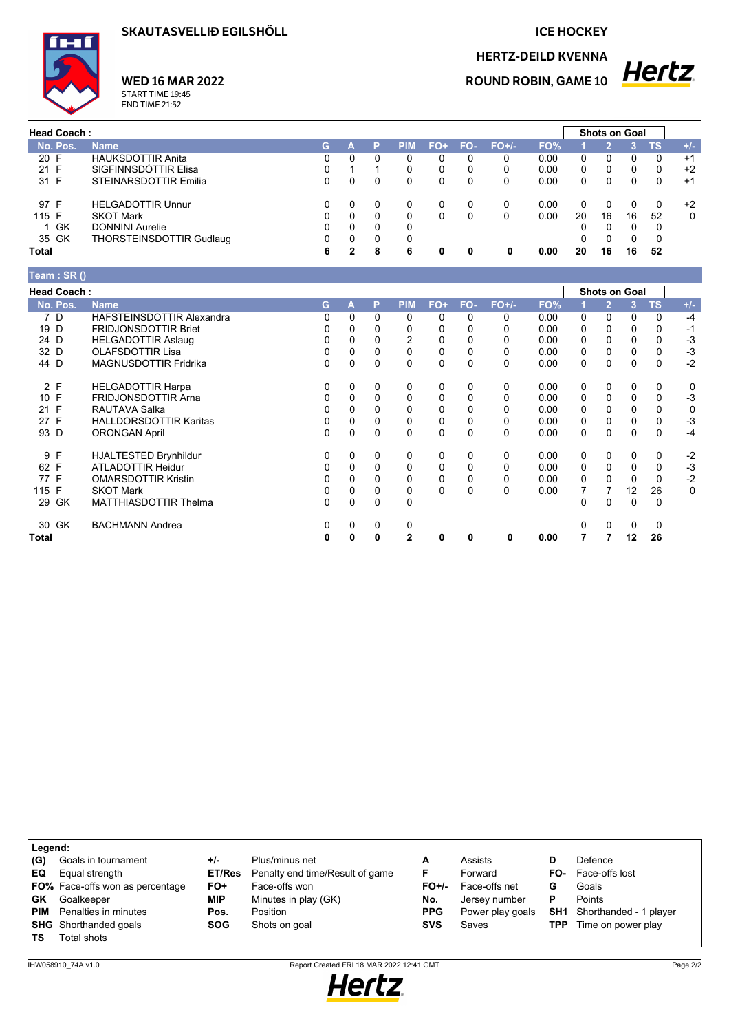SKAUTASVELLIÐ EGILSHÖLL

ICE HOCKEY

HERTZ-DEILD KVENNA

**WED 16 MAR 2022**
START TIME 19:45
END TIME 21:52

ROUND ROBIN, GAME 10

Head Coach :

| No. | Pos. | Name | G | A | P | PIM | FO+ | FO- | FO+/- | FO% | Shots on Goal 1 | 2 | 3 | TS | +/- |
|---|---|---|---|---|---|---|---|---|---|---|---|---|---|---|---|
| 20 | F | HAUKSDOTTIR Anita | 0 | 0 | 0 | 0 | 0 | 0 | 0 | 0.00 | 0 | 0 | 0 | 0 | +1 |
| 21 | F | SIGFINNSDÓTTIR Elisa | 0 | 1 | 1 | 0 | 0 | 0 | 0 | 0.00 | 0 | 0 | 0 | 0 | +2 |
| 31 | F | STEINARSDOTTIR Emilia | 0 | 0 | 0 | 0 | 0 | 0 | 0 | 0.00 | 0 | 0 | 0 | 0 | +1 |
| 97 | F | HELGADOTTIR Unnur | 0 | 0 | 0 | 0 | 0 | 0 | 0 | 0.00 | 0 | 0 | 0 | 0 | +2 |
| 115 | F | SKOT Mark | 0 | 0 | 0 | 0 | 0 | 0 | 0 | 0.00 | 20 | 16 | 16 | 52 | 0 |
| 1 | GK | DONNINI Aurelie | 0 | 0 | 0 | 0 | | | | | 0 | 0 | 0 | 0 | |
| 35 | GK | THORSTEINSDOTTIR Gudlaug | 0 | 0 | 0 | 0 | | | | | 0 | 0 | 0 | 0 | |
| Total | | | 6 | 2 | 8 | 6 | 0 | 0 | 0 | 0.00 | 20 | 16 | 16 | 52 | |

## Team : SR ()

Head Coach :

| No. | Pos. | Name | G | A | P | PIM | FO+ | FO- | FO+/- | FO% | Shots on Goal 1 | 2 | 3 | TS | +/- |
|---|---|---|---|---|---|---|---|---|---|---|---|---|---|---|---|
| 7 | D | HAFSTEINSDOTTIR Alexandra | 0 | 0 | 0 | 0 | 0 | 0 | 0 | 0.00 | 0 | 0 | 0 | 0 | -4 |
| 19 | D | FRIDJONSDOTTIR Briet | 0 | 0 | 0 | 0 | 0 | 0 | 0 | 0.00 | 0 | 0 | 0 | 0 | -1 |
| 24 | D | HELGADOTTIR Aslaug | 0 | 0 | 0 | 2 | 0 | 0 | 0 | 0.00 | 0 | 0 | 0 | 0 | -3 |
| 32 | D | OLAFSDOTTIR Lisa | 0 | 0 | 0 | 0 | 0 | 0 | 0 | 0.00 | 0 | 0 | 0 | 0 | -3 |
| 44 | D | MAGNUSDOTTIR Fridrika | 0 | 0 | 0 | 0 | 0 | 0 | 0 | 0.00 | 0 | 0 | 0 | 0 | -2 |
| 2 | F | HELGADOTTIR Harpa | 0 | 0 | 0 | 0 | 0 | 0 | 0 | 0.00 | 0 | 0 | 0 | 0 | 0 |
| 10 | F | FRIDJONSDOTTIR Arna | 0 | 0 | 0 | 0 | 0 | 0 | 0 | 0.00 | 0 | 0 | 0 | 0 | -3 |
| 21 | F | RAUTAVA Salka | 0 | 0 | 0 | 0 | 0 | 0 | 0 | 0.00 | 0 | 0 | 0 | 0 | 0 |
| 27 | F | HALLDORSDOTTIR Karitas | 0 | 0 | 0 | 0 | 0 | 0 | 0 | 0.00 | 0 | 0 | 0 | 0 | -3 |
| 93 | D | ORONGAN April | 0 | 0 | 0 | 0 | 0 | 0 | 0 | 0.00 | 0 | 0 | 0 | 0 | -4 |
| 9 | F | HJALTESTED Brynhildur | 0 | 0 | 0 | 0 | 0 | 0 | 0 | 0.00 | 0 | 0 | 0 | 0 | -2 |
| 62 | F | ATLADOTTIR Heidur | 0 | 0 | 0 | 0 | 0 | 0 | 0 | 0.00 | 0 | 0 | 0 | 0 | -3 |
| 77 | F | OMARSDOTTIR Kristin | 0 | 0 | 0 | 0 | 0 | 0 | 0 | 0.00 | 0 | 0 | 0 | 0 | -2 |
| 115 | F | SKOT Mark | 0 | 0 | 0 | 0 | 0 | 0 | 0 | 0.00 | 7 | 7 | 12 | 26 | 0 |
| 29 | GK | MATTHIASDOTTIR Thelma | 0 | 0 | 0 | 0 | | | | | 0 | 0 | 0 | 0 | |
| 30 | GK | BACHMANN Andrea | 0 | 0 | 0 | 0 | | | | | 0 | 0 | 0 | 0 | |
| Total | | | 0 | 0 | 0 | 2 | 0 | 0 | 0 | 0.00 | 7 | 7 | 12 | 26 | |

**Legend:**

| | | | | | | | |
|---|---|---|---|---|---|---|---|
| (G) | Goals in tournament | +/- | Plus/minus net | A | Assists | D | Defence |
| EQ | Equal strength | ET/Res | Penalty end time/Result of game | F | Forward | FO- | Face-offs lost |
| FO% | Face-offs won as percentage | FO+ | Face-offs won | FO+/- | Face-offs net | G | Goals |
| GK | Goalkeeper | MIP | Minutes in play (GK) | No. | Jersey number | P | Points |
| PIM | Penalties in minutes | Pos. | Position | PPG | Power play goals | SH1 | Shorthanded - 1 player |
| SHG | Shorthanded goals | SOG | Shots on goal | SVS | Saves | TPP | Time on power play |
| TS | Total shots | | | | | | |

IHW058910_74A v1.0 Report Created FRI 18 MAR 2022 12:41 GMT